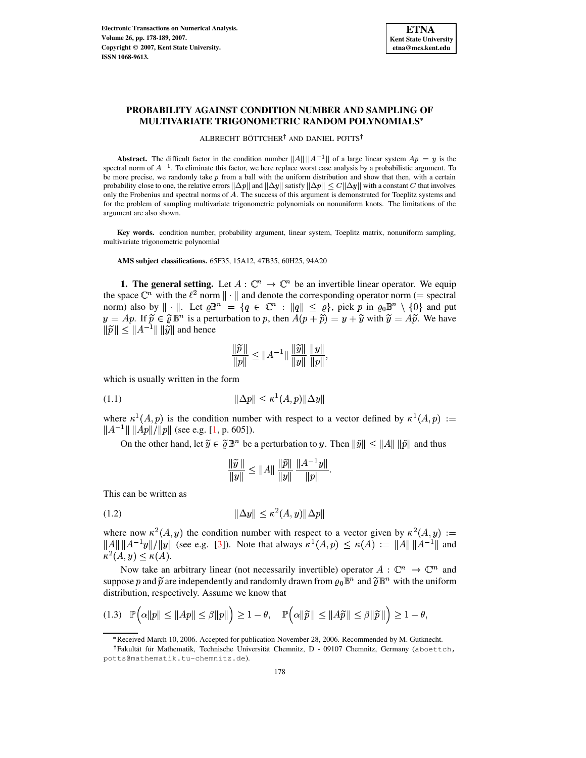# PROBABILITY AGAINST CONDITION NUMBER AND SAMPLING OF MULTIVARIATE TRIGONOMETRIC RANDOM POLYNOMIALS*

ALBRECHT BÖTTCHER† AND DANIEL POTTS†

**Abstract.** The difficult factor in the condition number $\|A\|\,\|A^{-1}\|$ of a large linear system $Ap = y$ is the spectral norm of $A^{-1}$. To eliminate this factor, we here replace worst case analysis by a probabilistic argument. To be more precise, we randomly take $p$ from a ball with the uniform distribution and show that then, with a certain probability close to one, the relative errors $\|\Delta p\|$ and $\|\Delta y\|$ satisfy $\|\Delta p\| \le C\|\Delta y\|$ with a constant $C$ that involves only the Frobenius and spectral norms of $A$. The success of this argument is demonstrated for Toeplitz systems and for the problem of sampling multivariate trigonometric polynomials on nonuniform knots. The limitations of the argument are also shown.

**Key words.** condition number, probability argument, linear system, Toeplitz matrix, nonuniform sampling, multivariate trigonometric polynomial

**AMS subject classifications.** 65F35, 15A12, 47B35, 60H25, 94A20

**1. The general setting.** Let $A : \mathbb{C}^n \to \mathbb{C}^n$ be an invertible linear operator. We equip the space $\mathbb{C}^n$ with the $\ell^2$ norm $\|\cdot\|$ and denote the corresponding operator norm ($=$ spectral norm) also by $\|\cdot\|$. Let $\varrho\mathbb{B}^n = \{q \in \mathbb{C}^n : \|q\| \le \varrho\}$, pick $p$ in $\varrho_0\mathbb{B}^n \setminus \{0\}$ and put $y = Ap$. If $\widetilde{p} \in \widetilde{\varrho}\,\mathbb{B}^n$ is a perturbation to $p$, then $A(p + \widetilde{p}) = y + \widetilde{y}$ with $\widetilde{y} = A\widetilde{p}$. We have $\|\widetilde{p}\| \le \|A^{-1}\|\,\|\widetilde{y}\|$ and hence

$$\frac{\|\widetilde{p}\,\|}{\|p\|} \le \|A^{-1}\|\,\frac{\|\widetilde{y}\|}{\|y\|}\,\frac{\|y\|}{\|p\|},$$

which is usually written in the form

$$\|\Delta p\| \le \kappa^1(A,p)\|\Delta y\| \tag{1.1}$$

where $\kappa^1(A,p)$ is the condition number with respect to a vector defined by $\kappa^1(A,p) := \|A^{-1}\|\,\|Ap\|/\|p\|$ (see e.g. [1, p. 605]).

On the other hand, let $\widetilde{y} \in \widetilde{\varrho}\,\mathbb{B}^n$ be a perturbation to $y$. Then $\|\widetilde{y}\| \le \|A\|\,\|\widetilde{p}\|$ and thus

$$\frac{\|\widetilde{y}\,\|}{\|y\|} \le \|A\|\,\frac{\|\widetilde{p}\|}{\|y\|}\,\frac{\|A^{-1}y\|}{\|p\|}.$$

This can be written as

$$\|\Delta y\| \le \kappa^2(A,y)\|\Delta p\| \tag{1.2}$$

where now $\kappa^2(A,y)$ the condition number with respect to a vector given by $\kappa^2(A,y) := \|A\|\,\|A^{-1}y\|/\|y\|$ (see e.g. [3]). Note that always $\kappa^1(A,p) \le \kappa(A) := \|A\|\,\|A^{-1}\|$ and $\kappa^2(A,y) \le \kappa(A)$.

Now take an arbitrary linear (not necessarily invertible) operator $A : \mathbb{C}^n \to \mathbb{C}^m$ and suppose $p$ and $\widetilde{p}$ are independently and randomly drawn from $\varrho_0\mathbb{B}^n$ and $\widetilde{\varrho}\,\mathbb{B}^n$ with the uniform distribution, respectively. Assume we know that

$$\mathbb{P}\Big(\alpha\|p\| \le \|Ap\| \le \beta\|p\|\Big) \ge 1 - \theta, \quad \mathbb{P}\Big(\alpha\|\widetilde{p}\,\| \le \|A\widetilde{p}\,\| \le \beta\|\widetilde{p}\,\|\Big) \ge 1 - \theta, \tag{1.3}$$

*Received March 10, 2006. Accepted for publication November 28, 2006. Recommended by M. Gutknecht.

†Fakultät für Mathematik, Technische Universität Chemnitz, D - 09107 Chemnitz, Germany (aboettch, potts@mathematik.tu-chemnitz.de).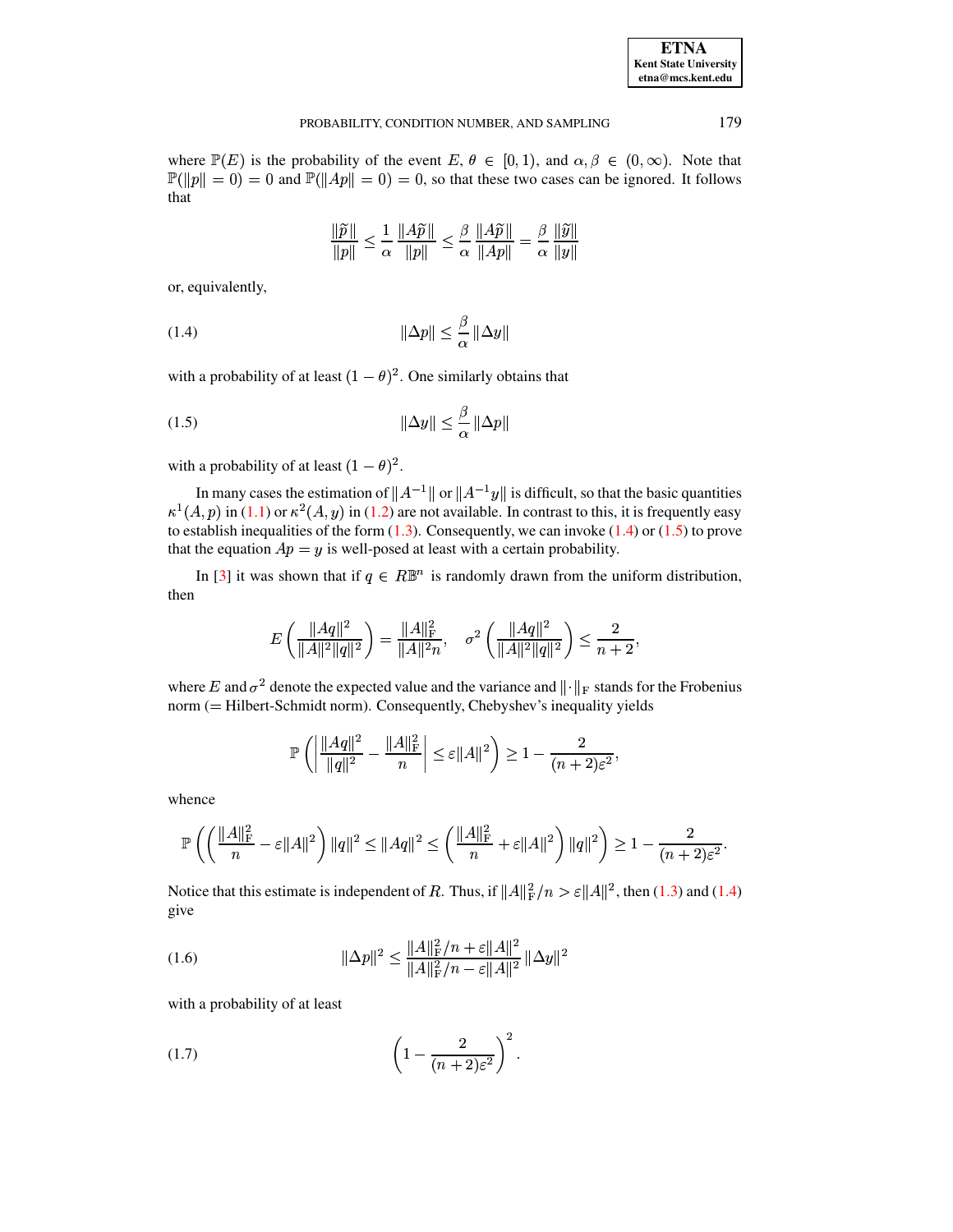where $\mathbb{P}(E)$ is the probability of the event $E$, $\theta \in [0, 1)$, and $\alpha, \beta \in (0, \infty)$. Note that $\mathbb{P}(\|p\| = 0) = 0$ and $\mathbb{P}(\|Ap\| = 0) = 0$, so that these two cases can be ignored. It follows that

$$\frac{\|\widetilde{p}\|}{\|p\|} \leq \frac{1}{\alpha} \frac{\|A\widetilde{p}\|}{\|p\|} \leq \frac{\beta}{\alpha} \frac{\|A\widetilde{p}\|}{\|Ap\|} = \frac{\beta}{\alpha} \frac{\|\widetilde{y}\|}{\|y\|}$$

or, equivalently,

$$\|\Delta p\| \leq \frac{\beta}{\alpha} \|\Delta y\| \tag{1.4}$$

with a probability of at least $(1 - \theta)^2$. One similarly obtains that

$$\|\Delta y\| \leq \frac{\beta}{\alpha} \|\Delta p\| \tag{1.5}$$

with a probability of at least $(1 - \theta)^2$.

In many cases the estimation of $\|A^{-1}\|$ or $\|A^{-1}y\|$ is difficult, so that the basic quantities $\kappa^1(A, p)$ in (1.1) or $\kappa^2(A, y)$ in (1.2) are not available. In contrast to this, it is frequently easy to establish inequalities of the form (1.3). Consequently, we can invoke (1.4) or (1.5) to prove that the equation $Ap = y$ is well-posed at least with a certain probability.

In [3] it was shown that if $q \in R\mathbb{B}^n$ is randomly drawn from the uniform distribution, then

$$E\left(\frac{\|Aq\|^2}{\|A\|^2\|q\|^2}\right) = \frac{\|A\|_{\mathrm{F}}^2}{\|A\|^2 n}, \quad \sigma^2\left(\frac{\|Aq\|^2}{\|A\|^2\|q\|^2}\right) \leq \frac{2}{n+2},$$

where $E$ and $\sigma^2$ denote the expected value and the variance and $\|\cdot\|_{\mathrm{F}}$ stands for the Frobenius norm ($=$ Hilbert-Schmidt norm). Consequently, Chebyshev's inequality yields

$$\mathbb{P}\left(\left|\frac{\|Aq\|^2}{\|q\|^2} - \frac{\|A\|_{\mathrm{F}}^2}{n}\right| \leq \varepsilon\|A\|^2\right) \geq 1 - \frac{2}{(n+2)\varepsilon^2},$$

whence

$$\mathbb{P}\left(\left(\frac{\|A\|_{\mathrm{F}}^2}{n} - \varepsilon\|A\|^2\right)\|q\|^2 \leq \|Aq\|^2 \leq \left(\frac{\|A\|_{\mathrm{F}}^2}{n} + \varepsilon\|A\|^2\right)\|q\|^2\right) \geq 1 - \frac{2}{(n+2)\varepsilon^2}.$$

Notice that this estimate is independent of $R$. Thus, if $\|A\|_{\mathrm{F}}^2/n > \varepsilon\|A\|^2$, then (1.3) and (1.4) give

$$\|\Delta p\|^2 \leq \frac{\|A\|_{\mathrm{F}}^2/n + \varepsilon\|A\|^2}{\|A\|_{\mathrm{F}}^2/n - \varepsilon\|A\|^2}\|\Delta y\|^2 \tag{1.6}$$

with a probability of at least

$$\left(1 - \frac{2}{(n+2)\varepsilon^2}\right)^2. \tag{1.7}$$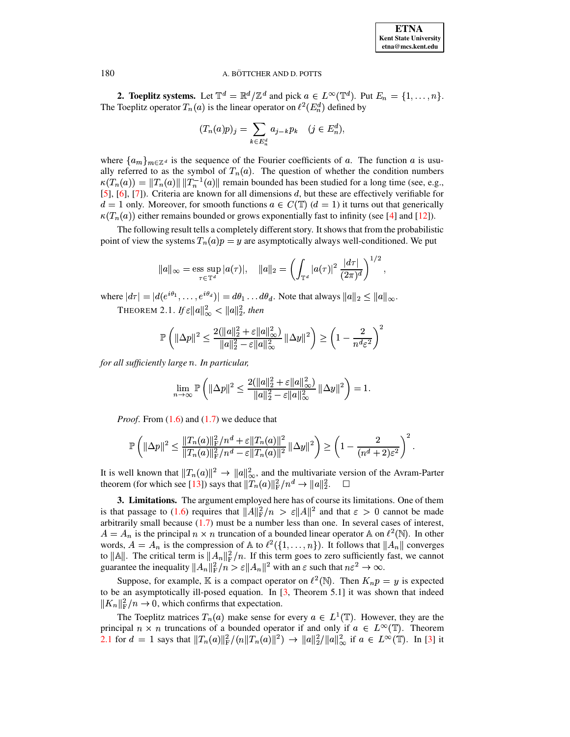**2. Toeplitz systems.** Let $\mathbb{T}^d = \mathbb{R}^d/\mathbb{Z}^d$ and pick $a \in L^\infty(\mathbb{T}^d)$. Put $E_n = \{1, \ldots, n\}$. The Toeplitz operator $T_n(a)$ is the linear operator on $\ell^2(E_n^d)$ defined by

$$(T_n(a)p)_j = \sum_{k \in E_n^d} a_{j-k} p_k \quad (j \in E_n^d),$$

where $\{a_m\}_{m \in \mathbb{Z}^d}$ is the sequence of the Fourier coefficients of $a$. The function $a$ is usually referred to as the symbol of $T_n(a)$. The question of whether the condition numbers $\kappa(T_n(a)) = \|T_n(a)\| \, \|T_n^{-1}(a)\|$ remain bounded has been studied for a long time (see, e.g., [5], [6], [7]). Criteria are known for all dimensions $d$, but these are effectively verifiable for $d = 1$ only. Moreover, for smooth functions $a \in C(\mathbb{T})$ ($d = 1$) it turns out that generically $\kappa(T_n(a))$ either remains bounded or grows exponentially fast to infinity (see [4] and [12]).

The following result tells a completely different story. It shows that from the probabilistic point of view the systems $T_n(a)p = y$ are asymptotically always well-conditioned. We put

$$\|a\|_\infty = \operatorname*{ess\,sup}_{\tau \in \mathbb{T}^d} |a(\tau)|, \quad \|a\|_2 = \left( \int_{\mathbb{T}^d} |a(\tau)|^2 \frac{|d\tau|}{(2\pi)^d} \right)^{1/2},$$

where $|d\tau| = |d(e^{i\theta_1}, \ldots, e^{i\theta_d})| = d\theta_1 \ldots d\theta_d$. Note that always $\|a\|_2 \le \|a\|_\infty$.

THEOREM 2.1. *If* $\varepsilon \|a\|_\infty^2 < \|a\|_2^2$*, then*

$$\mathbb{P}\left( \|\Delta p\|^2 \le \frac{2(\|a\|_2^2 + \varepsilon \|a\|_\infty^2)}{\|a\|_2^2 - \varepsilon \|a\|_\infty^2} \|\Delta y\|^2 \right) \ge \left(1 - \frac{2}{n^d \varepsilon^2}\right)^2$$

*for all sufficiently large* $n$. *In particular,*

$$\lim_{n \to \infty} \mathbb{P}\left( \|\Delta p\|^2 \le \frac{2(\|a\|_2^2 + \varepsilon \|a\|_\infty^2)}{\|a\|_2^2 - \varepsilon \|a\|_\infty^2} \|\Delta y\|^2 \right) = 1.$$

*Proof.* From (1.6) and (1.7) we deduce that

$$\mathbb{P}\left( \|\Delta p\|^2 \le \frac{\|T_n(a)\|_{\mathrm{F}}^2/n^d + \varepsilon \|T_n(a)\|^2}{\|T_n(a)\|_{\mathrm{F}}^2/n^d - \varepsilon \|T_n(a)\|^2} \|\Delta y\|^2 \right) \ge \left(1 - \frac{2}{(n^d + 2)\varepsilon^2}\right)^2.$$

It is well known that $\|T_n(a)\|^2 \to \|a\|_\infty^2$, and the multivariate version of the Avram-Parter theorem (for which see [13]) says that $\|T_n(a)\|_{\mathrm{F}}^2/n^d \to \|a\|_2^2$. $\square$

**3. Limitations.** The argument employed here has of course its limitations. One of them is that passage to (1.6) requires that $\|A\|_{\mathrm{F}}^2/n > \varepsilon \|A\|^2$ and that $\varepsilon > 0$ cannot be made arbitrarily small because (1.7) must be a number less than one. In several cases of interest, $A = A_n$ is the principal $n \times n$ truncation of a bounded linear operator $\mathbb{A}$ on $\ell^2(\mathbb{N})$. In other words, $A = A_n$ is the compression of $\mathbb{A}$ to $\ell^2(\{1, \ldots, n\})$. It follows that $\|A_n\|$ converges to $\|\mathbb{A}\|$. The critical term is $\|A_n\|_{\mathrm{F}}^2/n$. If this term goes to zero sufficiently fast, we cannot guarantee the inequality $\|A_n\|_{\mathrm{F}}^2/n > \varepsilon \|A_n\|^2$ with an $\varepsilon$ such that $n\varepsilon^2 \to \infty$.

Suppose, for example, $\mathbb{K}$ is a compact operator on $\ell^2(\mathbb{N})$. Then $K_n p = y$ is expected to be an asymptotically ill-posed equation. In [3, Theorem 5.1] it was shown that indeed $\|K_n\|_{\mathrm{F}}^2/n \to 0$, which confirms that expectation.

The Toeplitz matrices $T_n(a)$ make sense for every $a \in L^1(\mathbb{T})$. However, they are the principal $n \times n$ truncations of a bounded operator if and only if $a \in L^\infty(\mathbb{T})$. Theorem 2.1 for $d = 1$ says that $\|T_n(a)\|_{\mathrm{F}}^2/(n\|T_n(a)\|^2) \to \|a\|_2^2/\|a\|_\infty^2$ if $a \in L^\infty(\mathbb{T})$. In [3] it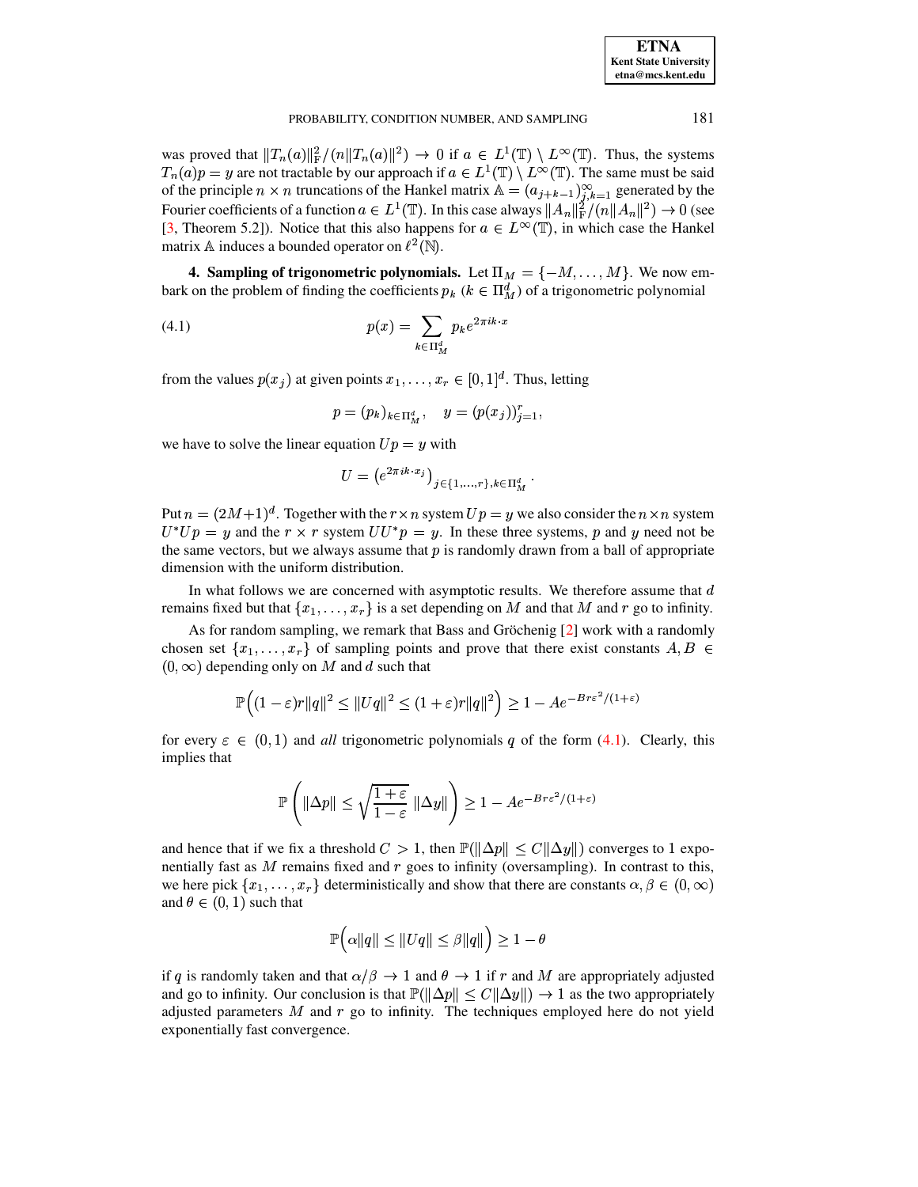was proved that $\|T_n(a)\|_{\mathrm{F}}^2/(n\|T_n(a)\|^2) \to 0$ if $a \in L^1(\mathbb{T}) \setminus L^\infty(\mathbb{T})$. Thus, the systems $T_n(a)p = y$ are not tractable by our approach if $a \in L^1(\mathbb{T}) \setminus L^\infty(\mathbb{T})$. The same must be said of the principle $n \times n$ truncations of the Hankel matrix $\mathbb{A} = (a_{j+k-1})_{j,k=1}^\infty$ generated by the Fourier coefficients of a function $a \in L^1(\mathbb{T})$. In this case always $\|A_n\|_{\mathrm{F}}^2/(n\|A_n\|^2) \to 0$ (see [3, Theorem 5.2]). Notice that this also happens for $a \in L^\infty(\mathbb{T})$, in which case the Hankel matrix $\mathbb{A}$ induces a bounded operator on $\ell^2(\mathbb{N})$.

**4. Sampling of trigonometric polynomials.** Let $\Pi_M = \{-M, \ldots, M\}$. We now embark on the problem of finding the coefficients $p_k$ ($k \in \Pi_M^d$) of a trigonometric polynomial

$$p(x) = \sum_{k \in \Pi_M^d} p_k e^{2\pi i k \cdot x} \tag{4.1}$$

from the values $p(x_j)$ at given points $x_1, \ldots, x_r \in [0,1]^d$. Thus, letting

$$p = (p_k)_{k \in \Pi_M^d}, \quad y = (p(x_j))_{j=1}^r,$$

we have to solve the linear equation $Up = y$ with

$$U = \left(e^{2\pi i k \cdot x_j}\right)_{j \in \{1,\ldots,r\}, k \in \Pi_M^d}.$$

Put $n = (2M+1)^d$. Together with the $r \times n$ system $Up = y$ we also consider the $n \times n$ system $U^*Up = y$ and the $r \times r$ system $UU^*p = y$. In these three systems, $p$ and $y$ need not be the same vectors, but we always assume that $p$ is randomly drawn from a ball of appropriate dimension with the uniform distribution.

In what follows we are concerned with asymptotic results. We therefore assume that $d$ remains fixed but that $\{x_1, \ldots, x_r\}$ is a set depending on $M$ and that $M$ and $r$ go to infinity.

As for random sampling, we remark that Bass and Gröchenig [2] work with a randomly chosen set $\{x_1, \ldots, x_r\}$ of sampling points and prove that there exist constants $A, B \in (0, \infty)$ depending only on $M$ and $d$ such that

$$\mathbb{P}\Big((1-\varepsilon)r\|q\|^2 \le \|Uq\|^2 \le (1+\varepsilon)r\|q\|^2\Big) \ge 1 - Ae^{-Br\varepsilon^2/(1+\varepsilon)}$$

for every $\varepsilon \in (0,1)$ and *all* trigonometric polynomials $q$ of the form (4.1). Clearly, this implies that

$$\mathbb{P}\left(\|\Delta p\| \le \sqrt{\frac{1+\varepsilon}{1-\varepsilon}}\,\|\Delta y\|\right) \ge 1 - Ae^{-Br\varepsilon^2/(1+\varepsilon)}$$

and hence that if we fix a threshold $C > 1$, then $\mathbb{P}(\|\Delta p\| \le C\|\Delta y\|)$ converges to 1 exponentially fast as $M$ remains fixed and $r$ goes to infinity (oversampling). In contrast to this, we here pick $\{x_1, \ldots, x_r\}$ deterministically and show that there are constants $\alpha, \beta \in (0, \infty)$ and $\theta \in (0,1)$ such that

$$\mathbb{P}\Big(\alpha\|q\| \le \|Uq\| \le \beta\|q\|\Big) \ge 1 - \theta$$

if $q$ is randomly taken and that $\alpha/\beta \to 1$ and $\theta \to 1$ if $r$ and $M$ are appropriately adjusted and go to infinity. Our conclusion is that $\mathbb{P}(\|\Delta p\| \le C\|\Delta y\|) \to 1$ as the two appropriately adjusted parameters $M$ and $r$ go to infinity. The techniques employed here do not yield exponentially fast convergence.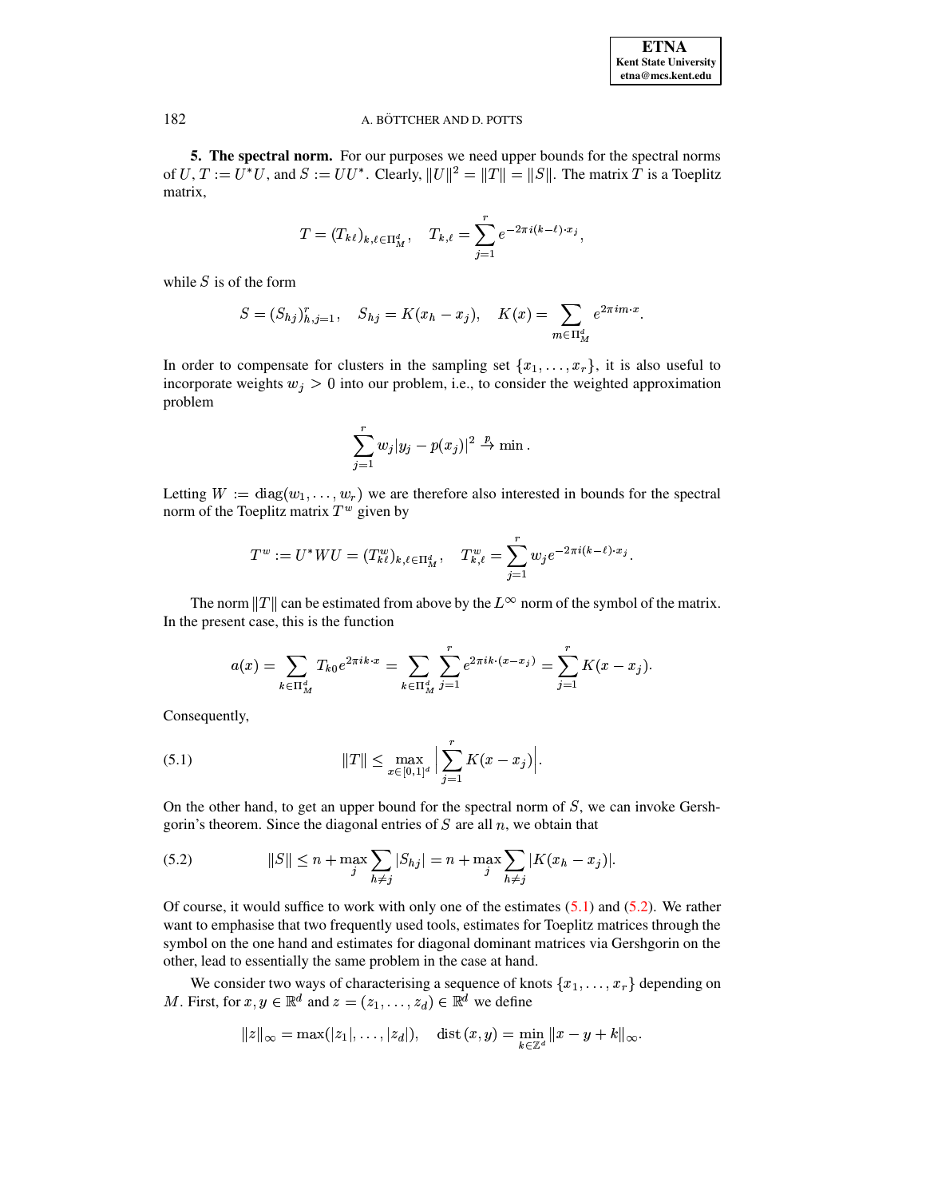**5. The spectral norm.** For our purposes we need upper bounds for the spectral norms of $U$, $T := U^*U$, and $S := UU^*$. Clearly, $\|U\|^2 = \|T\| = \|S\|$. The matrix $T$ is a Toeplitz matrix,

$$T = (T_{k\ell})_{k,\ell \in \Pi_M^d}, \quad T_{k,\ell} = \sum_{j=1}^{r} e^{-2\pi i (k-\ell)\cdot x_j},$$

while $S$ is of the form

$$S = (S_{hj})_{h,j=1}^{r}, \quad S_{hj} = K(x_h - x_j), \quad K(x) = \sum_{m \in \Pi_M^d} e^{2\pi i m \cdot x}.$$

In order to compensate for clusters in the sampling set $\{x_1, \ldots, x_r\}$, it is also useful to incorporate weights $w_j > 0$ into our problem, i.e., to consider the weighted approximation problem

$$\sum_{j=1}^{r} w_j |y_j - p(x_j)|^2 \xrightarrow{p} \min .$$

Letting $W := \operatorname{diag}(w_1, \ldots, w_r)$ we are therefore also interested in bounds for the spectral norm of the Toeplitz matrix $T^w$ given by

$$T^w := U^* W U = (T^w_{k\ell})_{k,\ell \in \Pi_M^d}, \quad T^w_{k,\ell} = \sum_{j=1}^{r} w_j e^{-2\pi i (k-\ell)\cdot x_j}.$$

The norm $\|T\|$ can be estimated from above by the $L^\infty$ norm of the symbol of the matrix. In the present case, this is the function

$$a(x) = \sum_{k \in \Pi_M^d} T_{k0} e^{2\pi i k \cdot x} = \sum_{k \in \Pi_M^d} \sum_{j=1}^{r} e^{2\pi i k \cdot (x - x_j)} = \sum_{j=1}^{r} K(x - x_j).$$

Consequently,

$$\|T\| \le \max_{x \in [0,1]^d} \Big| \sum_{j=1}^{r} K(x - x_j) \Big|. \tag{5.1}$$

On the other hand, to get an upper bound for the spectral norm of $S$, we can invoke Gershgorin's theorem. Since the diagonal entries of $S$ are all $n$, we obtain that

$$\|S\| \le n + \max_{j} \sum_{h \ne j} |S_{hj}| = n + \max_{j} \sum_{h \ne j} |K(x_h - x_j)|. \tag{5.2}$$

Of course, it would suffice to work with only one of the estimates (5.1) and (5.2). We rather want to emphasise that two frequently used tools, estimates for Toeplitz matrices through the symbol on the one hand and estimates for diagonal dominant matrices via Gershgorin on the other, lead to essentially the same problem in the case at hand.

We consider two ways of characterising a sequence of knots $\{x_1, \ldots, x_r\}$ depending on $M$. First, for $x, y \in \mathbb{R}^d$ and $z = (z_1, \ldots, z_d) \in \mathbb{R}^d$ we define

$$\|z\|_\infty = \max(|z_1|, \ldots, |z_d|), \quad \operatorname{dist}(x, y) = \min_{k \in \mathbb{Z}^d} \|x - y + k\|_\infty.$$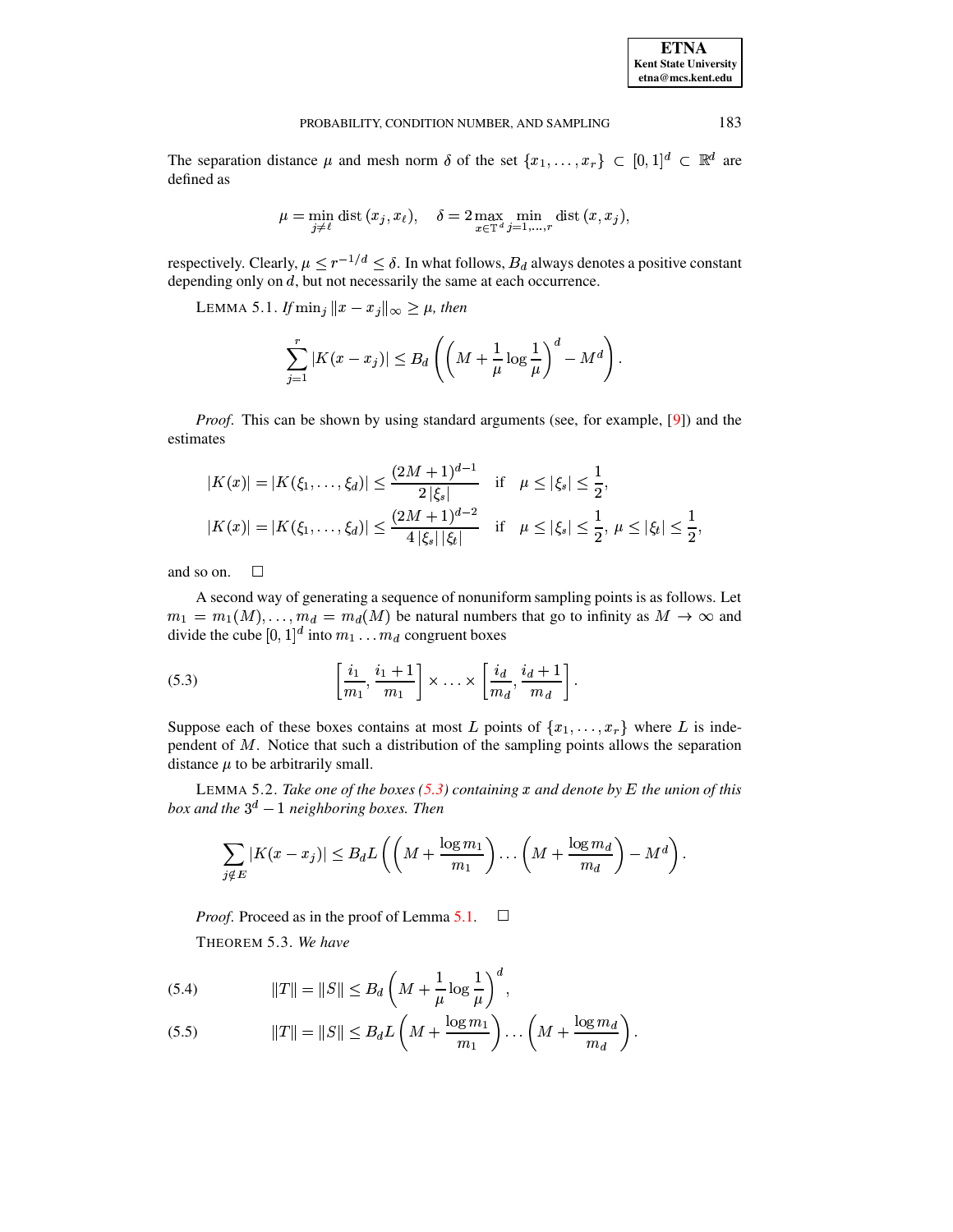The separation distance $\mu$ and mesh norm $\delta$ of the set $\{x_1, \ldots, x_r\} \subset [0,1]^d \subset \mathbb{R}^d$ are defined as

$$\mu = \min_{j \neq \ell} \operatorname{dist}(x_j, x_\ell), \quad \delta = 2 \max_{x \in \mathbb{T}^d} \min_{j=1,\ldots,r} \operatorname{dist}(x, x_j),$$

respectively. Clearly, $\mu \leq r^{-1/d} \leq \delta$. In what follows, $B_d$ always denotes a positive constant depending only on $d$, but not necessarily the same at each occurrence.

LEMMA 5.1. *If* $\min_j \|x - x_j\|_\infty \geq \mu$, *then*

$$\sum_{j=1}^{r} |K(x - x_j)| \leq B_d \left( \left( M + \frac{1}{\mu} \log \frac{1}{\mu} \right)^d - M^d \right).$$

*Proof.* This can be shown by using standard arguments (see, for example, [9]) and the estimates

$$|K(x)| = |K(\xi_1, \ldots, \xi_d)| \leq \frac{(2M+1)^{d-1}}{2\,|\xi_s|} \quad \text{if} \quad \mu \leq |\xi_s| \leq \frac{1}{2},$$

$$|K(x)| = |K(\xi_1, \ldots, \xi_d)| \leq \frac{(2M+1)^{d-2}}{4\,|\xi_s|\,|\xi_t|} \quad \text{if} \quad \mu \leq |\xi_s| \leq \frac{1}{2},\ \mu \leq |\xi_t| \leq \frac{1}{2},$$

and so on. $\square$

A second way of generating a sequence of nonuniform sampling points is as follows. Let $m_1 = m_1(M), \ldots, m_d = m_d(M)$ be natural numbers that go to infinity as $M \to \infty$ and divide the cube $[0,1]^d$ into $m_1 \ldots m_d$ congruent boxes

$$\left[ \frac{i_1}{m_1}, \frac{i_1 + 1}{m_1} \right] \times \ldots \times \left[ \frac{i_d}{m_d}, \frac{i_d + 1}{m_d} \right]. \tag{5.3}$$

Suppose each of these boxes contains at most $L$ points of $\{x_1, \ldots, x_r\}$ where $L$ is independent of $M$. Notice that such a distribution of the sampling points allows the separation distance $\mu$ to be arbitrarily small.

LEMMA 5.2. *Take one of the boxes (5.3) containing $x$ and denote by $E$ the union of this box and the $3^d - 1$ neighboring boxes. Then*

$$\sum_{j \notin E} |K(x - x_j)| \leq B_d L \left( \left( M + \frac{\log m_1}{m_1} \right) \ldots \left( M + \frac{\log m_d}{m_d} \right) - M^d \right).$$

*Proof.* Proceed as in the proof of Lemma 5.1. $\square$

THEOREM 5.3. *We have*

$$\|T\| = \|S\| \leq B_d \left( M + \frac{1}{\mu} \log \frac{1}{\mu} \right)^d, \tag{5.4}$$

$$\|T\| = \|S\| \leq B_d L \left( M + \frac{\log m_1}{m_1} \right) \ldots \left( M + \frac{\log m_d}{m_d} \right). \tag{5.5}$$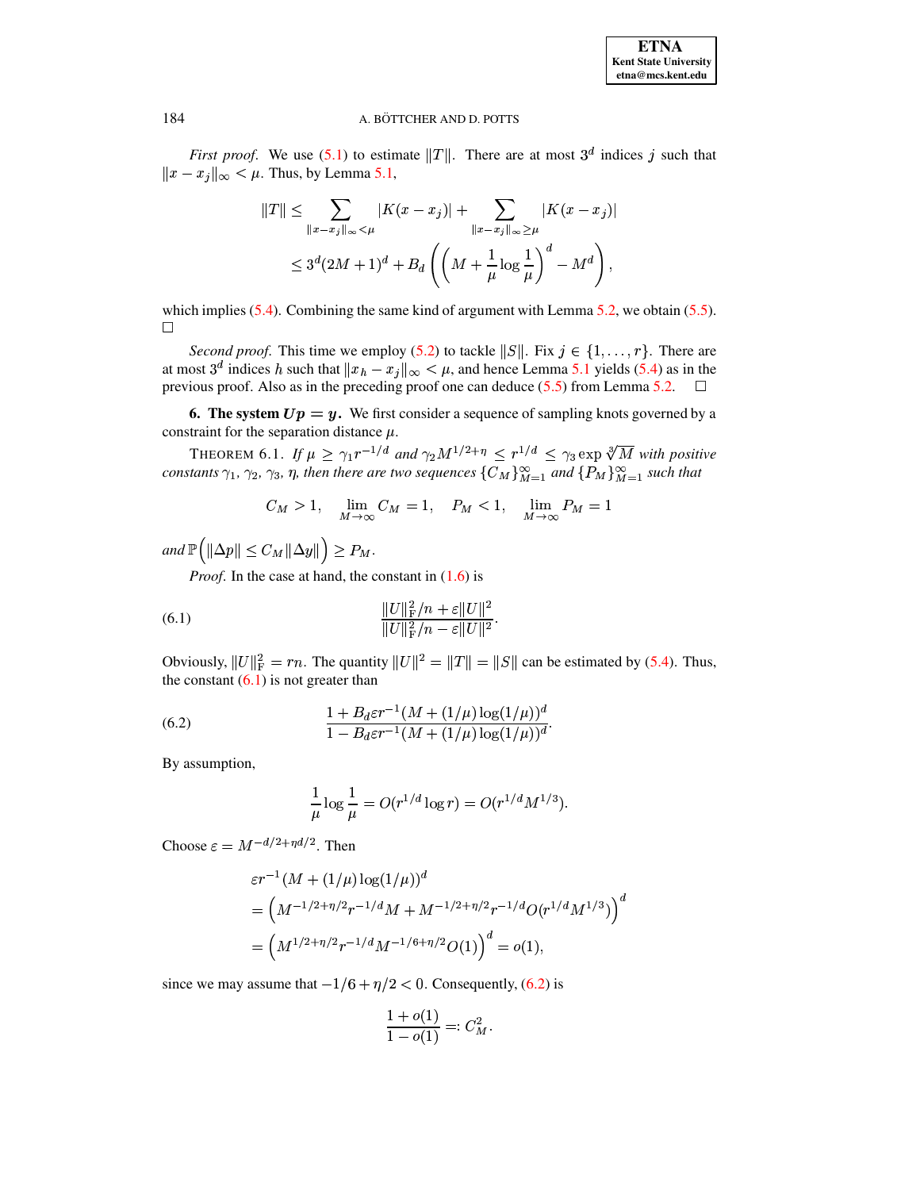*First proof.* We use (5.1) to estimate $\|T\|$. There are at most $3^d$ indices $j$ such that $\|x - x_j\|_\infty < \mu$. Thus, by Lemma 5.1,

$$
\begin{aligned}
\|T\| &\le \sum_{\|x-x_j\|_\infty < \mu} |K(x - x_j)| + \sum_{\|x-x_j\|_\infty \ge \mu} |K(x - x_j)| \\
&\le 3^d (2M+1)^d + B_d \left( \left( M + \frac{1}{\mu} \log \frac{1}{\mu} \right)^d - M^d \right),
\end{aligned}
$$

which implies (5.4). Combining the same kind of argument with Lemma 5.2, we obtain (5.5). □

*Second proof.* This time we employ (5.2) to tackle $\|S\|$. Fix $j \in \{1, \ldots, r\}$. There are at most $3^d$ indices $h$ such that $\|x_h - x_j\|_\infty < \mu$, and hence Lemma 5.1 yields (5.4) as in the previous proof. Also as in the preceding proof one can deduce (5.5) from Lemma 5.2. □

## 6. The system $Up = y$.

We first consider a sequence of sampling knots governed by a constraint for the separation distance $\mu$.

THEOREM 6.1. *If $\mu \ge \gamma_1 r^{-1/d}$ and $\gamma_2 M^{1/2+\eta} \le r^{1/d} \le \gamma_3 \exp \sqrt[3]{M}$ with positive constants $\gamma_1$, $\gamma_2$, $\gamma_3$, $\eta$, then there are two sequences $\{C_M\}_{M=1}^\infty$ and $\{P_M\}_{M=1}^\infty$ such that*

$$
C_M > 1, \quad \lim_{M\to\infty} C_M = 1, \quad P_M < 1, \quad \lim_{M\to\infty} P_M = 1
$$

*and* $\mathbb{P}\Big( \|\Delta p\| \le C_M \|\Delta y\| \Big) \ge P_M$.

*Proof.* In the case at hand, the constant in (1.6) is

$$
\frac{\|U\|_{\mathrm{F}}^2/n + \varepsilon \|U\|^2}{\|U\|_{\mathrm{F}}^2/n - \varepsilon \|U\|^2}. \tag{6.1}
$$

Obviously, $\|U\|_{\mathrm{F}}^2 = rn$. The quantity $\|U\|^2 = \|T\| = \|S\|$ can be estimated by (5.4). Thus, the constant (6.1) is not greater than

$$
\frac{1 + B_d \varepsilon r^{-1} (M + (1/\mu)\log(1/\mu))^d}{1 - B_d \varepsilon r^{-1} (M + (1/\mu)\log(1/\mu))^d}. \tag{6.2}
$$

By assumption,

$$
\frac{1}{\mu} \log \frac{1}{\mu} = O(r^{1/d} \log r) = O(r^{1/d} M^{1/3}).
$$

Choose $\varepsilon = M^{-d/2 + \eta d/2}$. Then

$$
\begin{aligned}
&\varepsilon r^{-1} (M + (1/\mu)\log(1/\mu))^d \\
&= \left( M^{-1/2+\eta/2} r^{-1/d} M + M^{-1/2+\eta/2} r^{-1/d} O(r^{1/d} M^{1/3}) \right)^d \\
&= \left( M^{1/2+\eta/2} r^{-1/d} M^{-1/6+\eta/2} O(1) \right)^d = o(1),
\end{aligned}
$$

since we may assume that $-1/6 + \eta/2 < 0$. Consequently, (6.2) is

$$
\frac{1 + o(1)}{1 - o(1)} =: C_M^2.
$$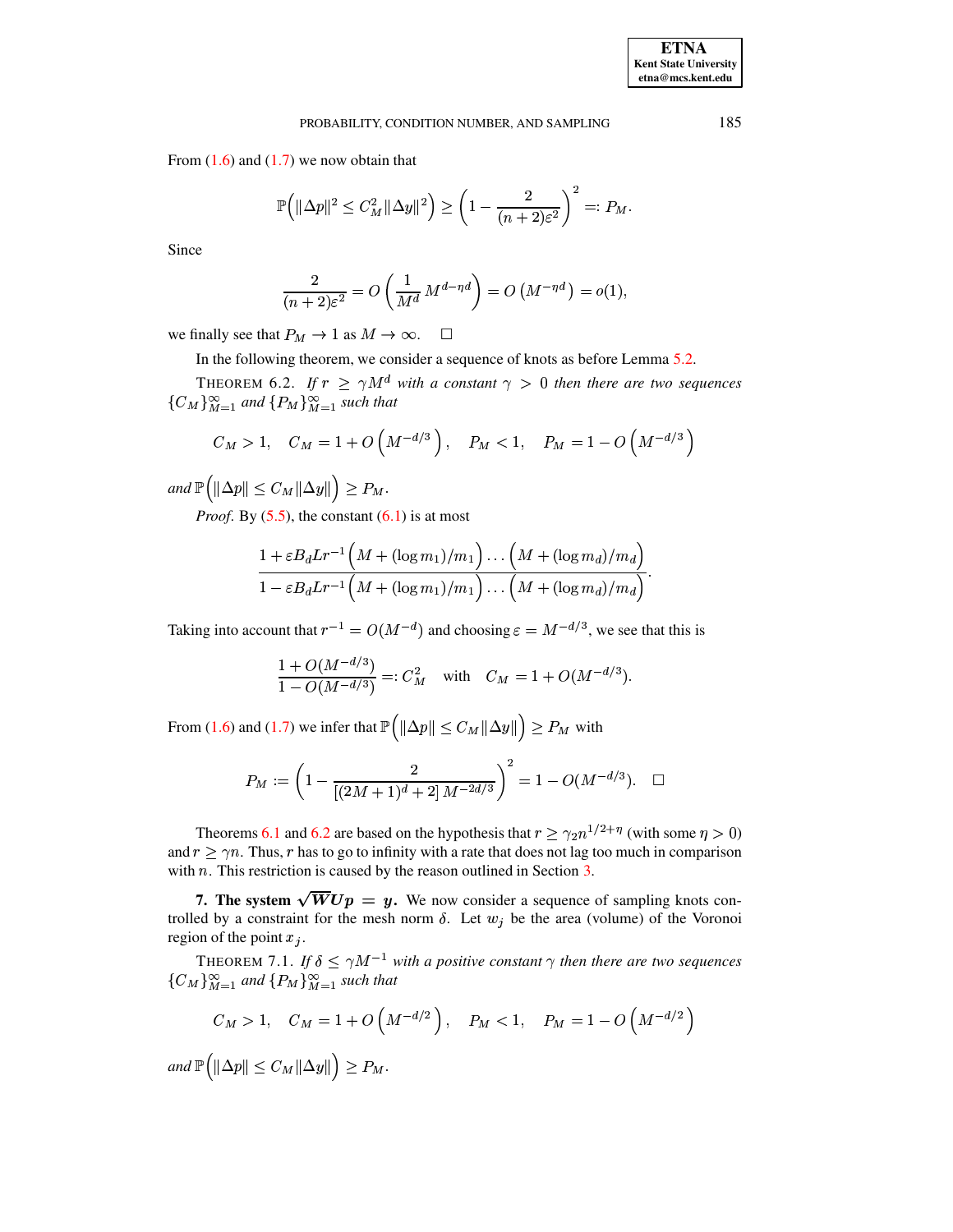From (1.6) and (1.7) we now obtain that

$$\mathbb{P}\Big(\|\Delta p\|^2 \le C_M^2 \|\Delta y\|^2\Big) \ge \left(1 - \frac{2}{(n+2)\varepsilon^2}\right)^2 =: P_M.$$

Since

$$\frac{2}{(n+2)\varepsilon^2} = O\left(\frac{1}{M^d}\, M^{d-\eta d}\right) = O\left(M^{-\eta d}\right) = o(1),$$

we finally see that $P_M \to 1$ as $M \to \infty$. $\square$

In the following theorem, we consider a sequence of knots as before Lemma 5.2.

THEOREM 6.2. *If $r \ge \gamma M^d$ with a constant $\gamma > 0$ then there are two sequences $\{C_M\}_{M=1}^{\infty}$ and $\{P_M\}_{M=1}^{\infty}$ such that*

$$C_M > 1, \quad C_M = 1 + O\left(M^{-d/3}\right), \quad P_M < 1, \quad P_M = 1 - O\left(M^{-d/3}\right)$$

*and* $\mathbb{P}\Big(\|\Delta p\| \le C_M \|\Delta y\|\Big) \ge P_M$.

*Proof*. By (5.5), the constant (6.1) is at most

$$\frac{1 + \varepsilon B_d L r^{-1}\Big(M + (\log m_1)/m_1\Big)\dots\Big(M + (\log m_d)/m_d\Big)}{1 - \varepsilon B_d L r^{-1}\Big(M + (\log m_1)/m_1\Big)\dots\Big(M + (\log m_d)/m_d\Big)}.$$

Taking into account that $r^{-1} = O(M^{-d})$ and choosing $\varepsilon = M^{-d/3}$, we see that this is

$$\frac{1 + O(M^{-d/3})}{1 - O(M^{-d/3})} =: C_M^2 \quad \text{with} \quad C_M = 1 + O(M^{-d/3}).$$

From (1.6) and (1.7) we infer that $\mathbb{P}\Big(\|\Delta p\| \le C_M \|\Delta y\|\Big) \ge P_M$ with

$$P_M := \left(1 - \frac{2}{[(2M+1)^d + 2]\, M^{-2d/3}}\right)^2 = 1 - O(M^{-d/3}). \quad \square$$

Theorems 6.1 and 6.2 are based on the hypothesis that $r \ge \gamma_2 n^{1/2+\eta}$ (with some $\eta > 0$) and $r \ge \gamma n$. Thus, $r$ has to go to infinity with a rate that does not lag too much in comparison with $n$. This restriction is caused by the reason outlined in Section 3.

## 7. The system $\sqrt{W}Up = y$.

We now consider a sequence of sampling knots controlled by a constraint for the mesh norm $\delta$. Let $w_j$ be the area (volume) of the Voronoi region of the point $x_j$.

THEOREM 7.1. *If $\delta \le \gamma M^{-1}$ with a positive constant $\gamma$ then there are two sequences $\{C_M\}_{M=1}^{\infty}$ and $\{P_M\}_{M=1}^{\infty}$ such that*

$$C_M > 1, \quad C_M = 1 + O\left(M^{-d/2}\right), \quad P_M < 1, \quad P_M = 1 - O\left(M^{-d/2}\right)$$

*and* $\mathbb{P}\Big(\|\Delta p\| \le C_M \|\Delta y\|\Big) \ge P_M$.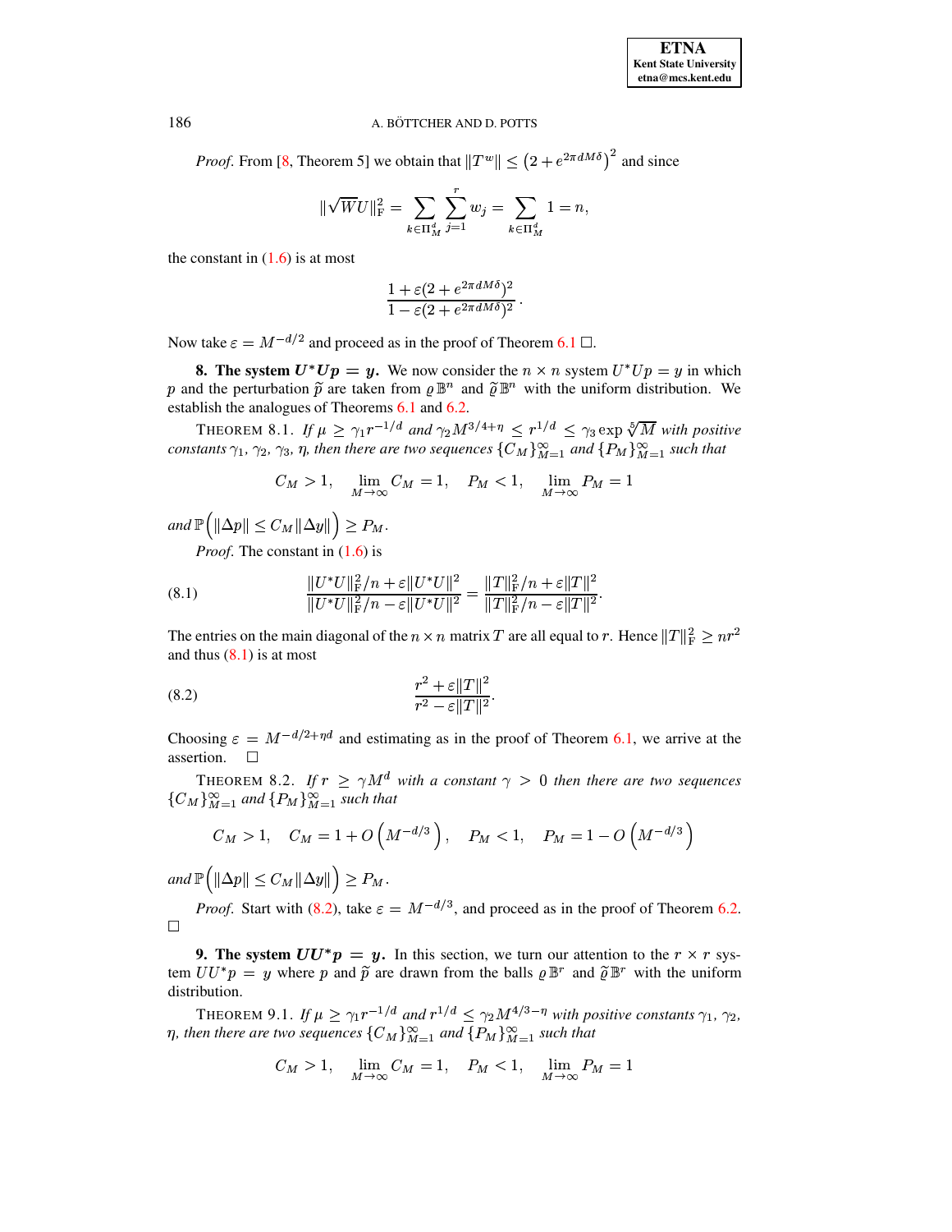*Proof*. From [8, Theorem 5] we obtain that $\|T^w\| \le \left(2 + e^{2\pi d M \delta}\right)^2$ and since

$$\|\sqrt{W}U\|_{\mathrm{F}}^2 = \sum_{k\in\Pi_M^d} \sum_{j=1}^{r} w_j = \sum_{k\in\Pi_M^d} 1 = n,$$

the constant in (1.6) is at most

$$\frac{1+\varepsilon(2+e^{2\pi d M\delta})^2}{1-\varepsilon(2+e^{2\pi d M\delta})^2}.$$

Now take $\varepsilon = M^{-d/2}$ and proceed as in the proof of Theorem 6.1 □.

## 8. The system $U^*Up = y$.

We now consider the $n \times n$ system $U^*Up = y$ in which $p$ and the perturbation $\widetilde{p}$ are taken from $\varrho\,\mathbb{B}^n$ and $\widetilde{\varrho}\,\mathbb{B}^n$ with the uniform distribution. We establish the analogues of Theorems 6.1 and 6.2.

THEOREM 8.1. *If $\mu \ge \gamma_1 r^{-1/d}$ and $\gamma_2 M^{3/4+\eta} \le r^{1/d} \le \gamma_3 \exp \sqrt[5]{M}$ with positive constants $\gamma_1$, $\gamma_2$, $\gamma_3$, $\eta$, then there are two sequences $\{C_M\}_{M=1}^\infty$ and $\{P_M\}_{M=1}^\infty$ such that*

$$C_M > 1, \quad \lim_{M\to\infty} C_M = 1, \quad P_M < 1, \quad \lim_{M\to\infty} P_M = 1$$

*and* $\mathbb{P}\Big(\|\Delta p\| \le C_M \|\Delta y\|\Big) \ge P_M$.

*Proof*. The constant in (1.6) is

$$\frac{\|U^*U\|_{\mathrm{F}}^2/n + \varepsilon\|U^*U\|^2}{\|U^*U\|_{\mathrm{F}}^2/n - \varepsilon\|U^*U\|^2} = \frac{\|T\|_{\mathrm{F}}^2/n + \varepsilon\|T\|^2}{\|T\|_{\mathrm{F}}^2/n - \varepsilon\|T\|^2}. \tag{8.1}$$

The entries on the main diagonal of the $n\times n$ matrix $T$ are all equal to $r$. Hence $\|T\|_{\mathrm{F}}^2 \ge nr^2$ and thus (8.1) is at most

$$\frac{r^2 + \varepsilon\|T\|^2}{r^2 - \varepsilon\|T\|^2}. \tag{8.2}$$

Choosing $\varepsilon = M^{-d/2+\eta d}$ and estimating as in the proof of Theorem 6.1, we arrive at the assertion. □

THEOREM 8.2. *If $r \ge \gamma M^d$ with a constant $\gamma > 0$ then there are two sequences $\{C_M\}_{M=1}^\infty$ and $\{P_M\}_{M=1}^\infty$ such that*

$$C_M > 1, \quad C_M = 1 + O\left(M^{-d/3}\right), \quad P_M < 1, \quad P_M = 1 - O\left(M^{-d/3}\right)$$

*and* $\mathbb{P}\Big(\|\Delta p\| \le C_M \|\Delta y\|\Big) \ge P_M$.

*Proof*. Start with (8.2), take $\varepsilon = M^{-d/3}$, and proceed as in the proof of Theorem 6.2. □

## 9. The system $UU^*p = y$.

In this section, we turn our attention to the $r \times r$ system $UU^*p = y$ where $p$ and $\widetilde{p}$ are drawn from the balls $\varrho\,\mathbb{B}^r$ and $\widetilde{\varrho}\,\mathbb{B}^r$ with the uniform distribution.

THEOREM 9.1. *If $\mu \ge \gamma_1 r^{-1/d}$ and $r^{1/d} \le \gamma_2 M^{4/3-\eta}$ with positive constants $\gamma_1$, $\gamma_2$, $\eta$, then there are two sequences $\{C_M\}_{M=1}^\infty$ and $\{P_M\}_{M=1}^\infty$ such that*

$$C_M > 1, \quad \lim_{M\to\infty} C_M = 1, \quad P_M < 1, \quad \lim_{M\to\infty} P_M = 1$$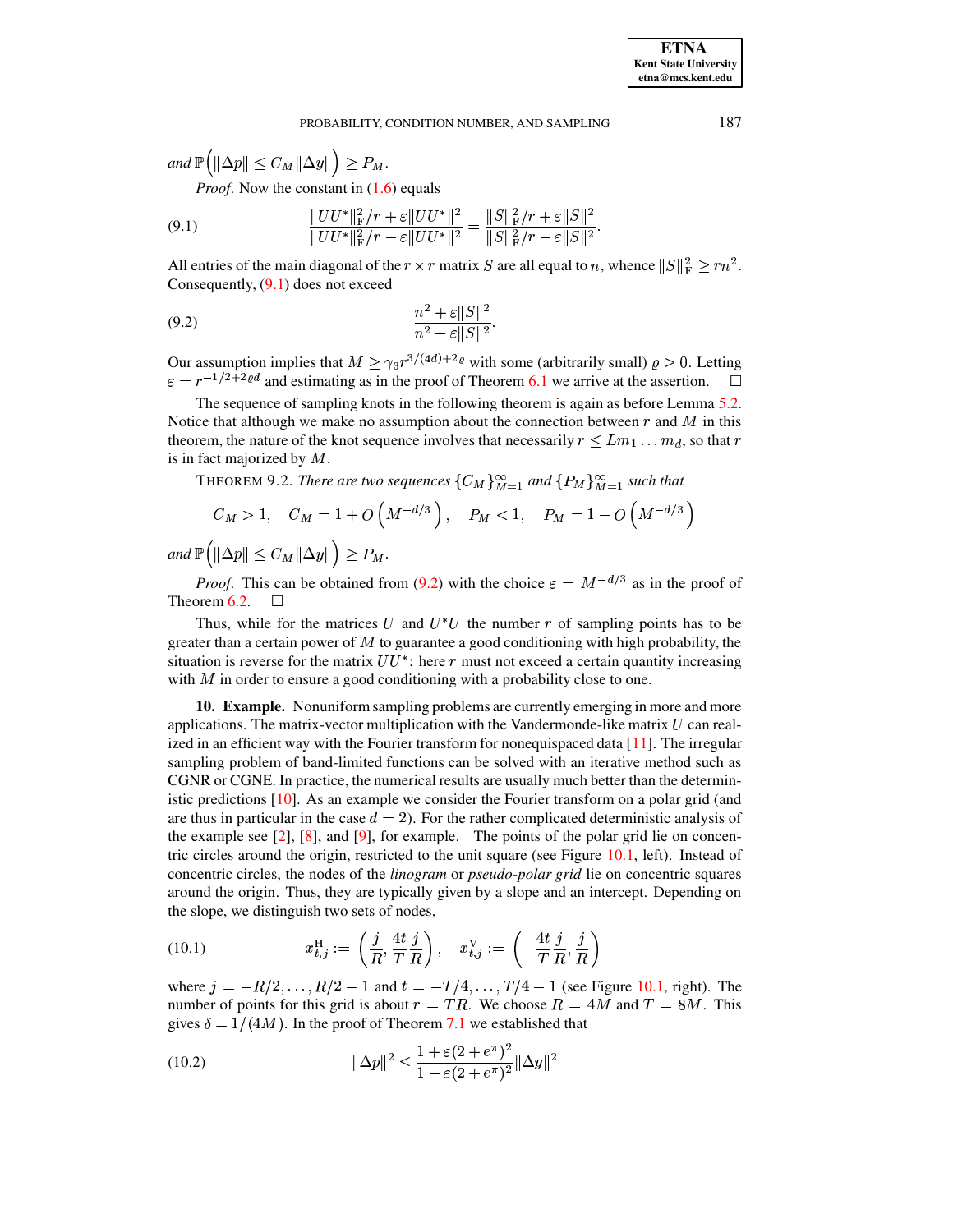*and* $\mathbb{P}\Big(\|\Delta p\| \le C_M \|\Delta y\|\Big) \ge P_M$.

*Proof*. Now the constant in (1.6) equals

$$\frac{\|UU^*\|_{\mathrm{F}}^2/r + \varepsilon \|UU^*\|^2}{\|UU^*\|_{\mathrm{F}}^2/r - \varepsilon \|UU^*\|^2} = \frac{\|S\|_{\mathrm{F}}^2/r + \varepsilon \|S\|^2}{\|S\|_{\mathrm{F}}^2/r - \varepsilon \|S\|^2}. \tag{9.1}$$

All entries of the main diagonal of the $r \times r$ matrix $S$ are all equal to $n$, whence $\|S\|_{\mathrm{F}}^2 \ge rn^2$. Consequently, (9.1) does not exceed

$$\frac{n^2 + \varepsilon \|S\|^2}{n^2 - \varepsilon \|S\|^2}. \tag{9.2}$$

Our assumption implies that $M \ge \gamma_3 r^{3/(4d)+2\varrho}$ with some (arbitrarily small) $\varrho > 0$. Letting $\varepsilon = r^{-1/2+2\varrho d}$ and estimating as in the proof of Theorem 6.1 we arrive at the assertion. $\square$

The sequence of sampling knots in the following theorem is again as before Lemma 5.2. Notice that although we make no assumption about the connection between $r$ and $M$ in this theorem, the nature of the knot sequence involves that necessarily $r \le Lm_1 \ldots m_d$, so that $r$ is in fact majorized by $M$.

THEOREM 9.2. *There are two sequences* $\{C_M\}_{M=1}^{\infty}$ *and* $\{P_M\}_{M=1}^{\infty}$ *such that*

$$C_M > 1, \quad C_M = 1 + O\left(M^{-d/3}\right), \quad P_M < 1, \quad P_M = 1 - O\left(M^{-d/3}\right)$$

*and* $\mathbb{P}\Big(\|\Delta p\| \le C_M \|\Delta y\|\Big) \ge P_M$.

*Proof*. This can be obtained from (9.2) with the choice $\varepsilon = M^{-d/3}$ as in the proof of Theorem 6.2. $\square$

Thus, while for the matrices $U$ and $U^*U$ the number $r$ of sampling points has to be greater than a certain power of $M$ to guarantee a good conditioning with high probability, the situation is reverse for the matrix $UU^*$: here $r$ must not exceed a certain quantity increasing with $M$ in order to ensure a good conditioning with a probability close to one.

**10. Example.** Nonuniform sampling problems are currently emerging in more and more applications. The matrix-vector multiplication with the Vandermonde-like matrix $U$ can realized in an efficient way with the Fourier transform for nonequispaced data [11]. The irregular sampling problem of band-limited functions can be solved with an iterative method such as CGNR or CGNE. In practice, the numerical results are usually much better than the deterministic predictions [10]. As an example we consider the Fourier transform on a polar grid (and are thus in particular in the case $d = 2$). For the rather complicated deterministic analysis of the example see [2], [8], and [9], for example. The points of the polar grid lie on concentric circles around the origin, restricted to the unit square (see Figure 10.1, left). Instead of concentric circles, the nodes of the *linogram* or *pseudo-polar grid* lie on concentric squares around the origin. Thus, they are typically given by a slope and an intercept. Depending on the slope, we distinguish two sets of nodes,

$$x_{t,j}^{\mathrm{H}} := \left(\frac{j}{R}, \frac{4t}{T}\frac{j}{R}\right), \quad x_{t,j}^{\mathrm{V}} := \left(-\frac{4t}{T}\frac{j}{R}, \frac{j}{R}\right) \tag{10.1}$$

where $j = -R/2, \ldots, R/2 - 1$ and $t = -T/4, \ldots, T/4 - 1$ (see Figure 10.1, right). The number of points for this grid is about $r = TR$. We choose $R = 4M$ and $T = 8M$. This gives $\delta = 1/(4M)$. In the proof of Theorem 7.1 we established that

$$\|\Delta p\|^2 \le \frac{1 + \varepsilon(2 + e^{\pi})^2}{1 - \varepsilon(2 + e^{\pi})^2} \|\Delta y\|^2 \tag{10.2}$$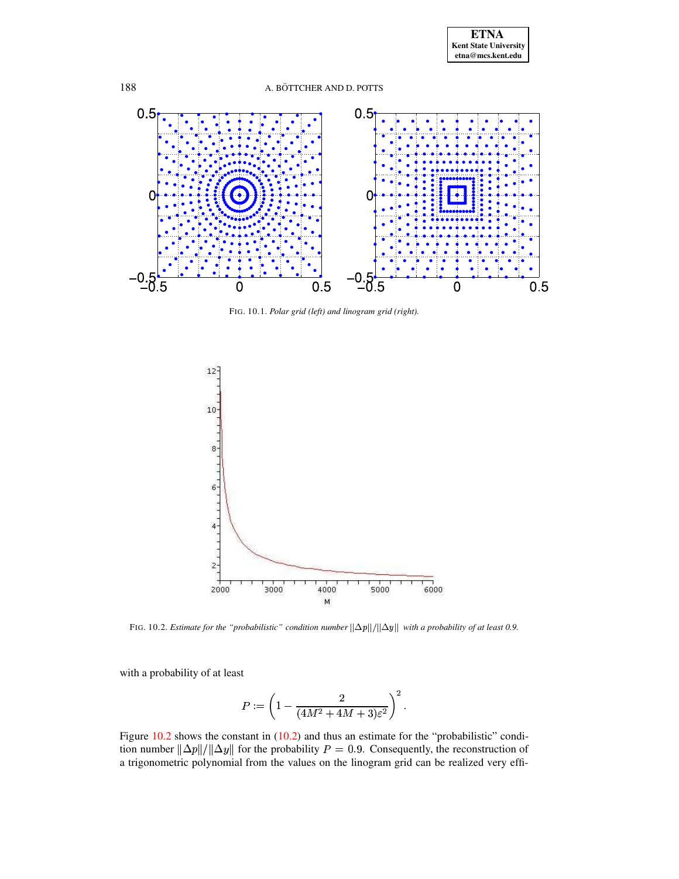FIG. 10.1. *Polar grid (left) and linogram grid (right).*

FIG. 10.2. *Estimate for the "probabilistic" condition number $\|\Delta p\|/\|\Delta y\|$ with a probability of at least 0.9.*

with a probability of at least

$$P := \left(1 - \frac{2}{(4M^2 + 4M + 3)\varepsilon^2}\right)^2.$$

Figure 10.2 shows the constant in (10.2) and thus an estimate for the "probabilistic" condition number $\|\Delta p\|/\|\Delta y\|$ for the probability $P = 0.9$. Consequently, the reconstruction of a trigonometric polynomial from the values on the linogram grid can be realized very effi-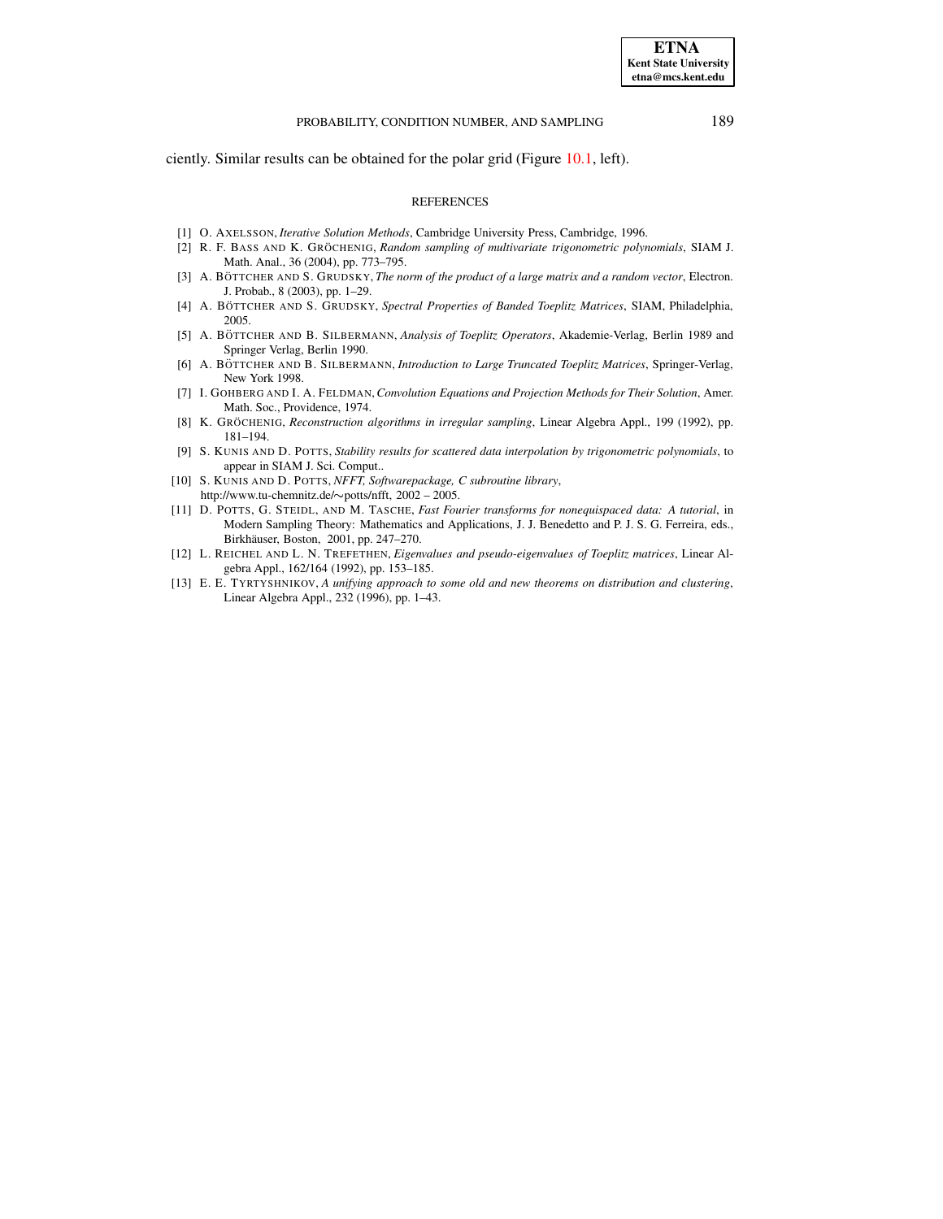ciently. Similar results can be obtained for the polar grid (Figure 10.1, left).

## REFERENCES

[1] O. AXELSSON, *Iterative Solution Methods*, Cambridge University Press, Cambridge, 1996.

[2] R. F. BASS AND K. GRÖCHENIG, *Random sampling of multivariate trigonometric polynomials*, SIAM J. Math. Anal., 36 (2004), pp. 773–795.

[3] A. BÖTTCHER AND S. GRUDSKY, *The norm of the product of a large matrix and a random vector*, Electron. J. Probab., 8 (2003), pp. 1–29.

[4] A. BÖTTCHER AND S. GRUDSKY, *Spectral Properties of Banded Toeplitz Matrices*, SIAM, Philadelphia, 2005.

[5] A. BÖTTCHER AND B. SILBERMANN, *Analysis of Toeplitz Operators*, Akademie-Verlag, Berlin 1989 and Springer Verlag, Berlin 1990.

[6] A. BÖTTCHER AND B. SILBERMANN, *Introduction to Large Truncated Toeplitz Matrices*, Springer-Verlag, New York 1998.

[7] I. GOHBERG AND I. A. FELDMAN, *Convolution Equations and Projection Methods for Their Solution*, Amer. Math. Soc., Providence, 1974.

[8] K. GRÖCHENIG, *Reconstruction algorithms in irregular sampling*, Linear Algebra Appl., 199 (1992), pp. 181–194.

[9] S. KUNIS AND D. POTTS, *Stability results for scattered data interpolation by trigonometric polynomials*, to appear in SIAM J. Sci. Comput..

[10] S. KUNIS AND D. POTTS, *NFFT, Softwarepackage, C subroutine library*, http://www.tu-chemnitz.de/∼potts/nfft, 2002 – 2005.

[11] D. POTTS, G. STEIDL, AND M. TASCHE, *Fast Fourier transforms for nonequispaced data: A tutorial*, in Modern Sampling Theory: Mathematics and Applications, J. J. Benedetto and P. J. S. G. Ferreira, eds., Birkhäuser, Boston, 2001, pp. 247–270.

[12] L. REICHEL AND L. N. TREFETHEN, *Eigenvalues and pseudo-eigenvalues of Toeplitz matrices*, Linear Algebra Appl., 162/164 (1992), pp. 153–185.

[13] E. E. TYRTYSHNIKOV, *A unifying approach to some old and new theorems on distribution and clustering*, Linear Algebra Appl., 232 (1996), pp. 1–43.